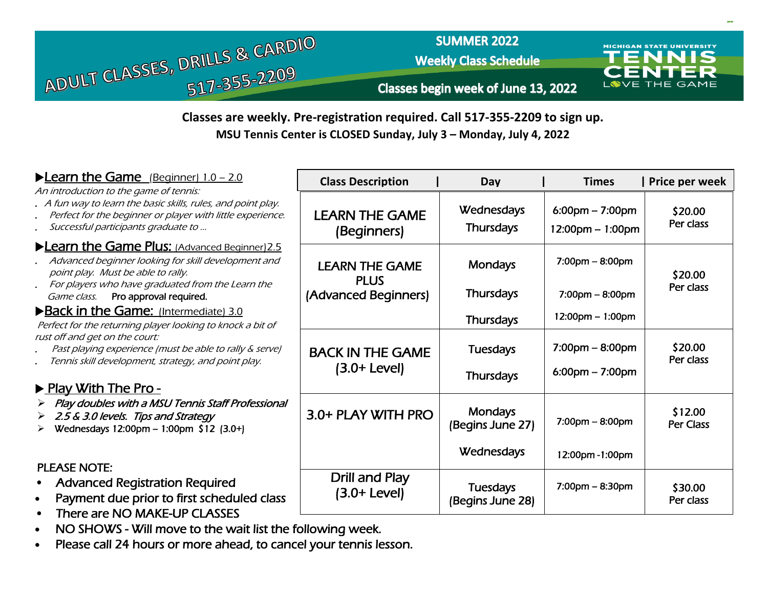# ADULT CLASSES, DRILLS & CARDIO

517-355-2209

**SUMMER 2022**

**Weekly Class Schedule**

**Classes begin week of June 13, 2022**

MICHIGAN STATE UNIVERSITY TENNIS CENTER LOVE THE GAME

**Classes are weekly. Pre-registration required. Call 517-355-2209 to sign up.**

**MSU Tennis Center is CLOSED Sunday, July 3 – Monday, July 4, 2022**

### ▶Learn the Game (Beginner) 1.0 – 2.0

*An introduction to the game of tennis:*

- *A fun way to learn the basic skills, rules, and point play.*
- *Perfect for the beginner or player with little experience.*
- *Successful participants graduate to ...*

### ▶Learn the Game Plus: (Advanced Beginner) 2.5

- *Advanced beginner looking for skill development and point play. Must be able to rally.*
- *For players who have graduated from the Learn the Game class.* Pro approval required.

### ▶Back in the Game: (Intermediate) 3.0

*Perfect for the returning player looking to knock a bit of rust off and get on the court:*

- *Past playing experience (must be able to rally & serve)*
- *Tennis skill development, strategy, and point play.*

### ▶ Play With The Pro -

- *Play doubles with a MSU Tennis Staff Professional*
- *2.5 & 3.0 levels. Tips and Strategy*
- Wednesdays 12:00pm – 1:00pm $12 (3.0+)

| Class Description | Day | Times | Price per week |
|---|---|---|---|
| LEARN THE GAME (Beginners) | Wednesdays<br>Thursdays | 6:00pm – 7:00pm<br>12:00pm – 1:00pm | $20.00 Per class |
| LEARN THE GAME PLUS (Advanced Beginners) | Mondays<br>Thursdays<br>Thursdays | 7:00pm – 8:00pm<br>7:00pm – 8:00pm<br>12:00pm – 1:00pm | $20.00 Per class |
| BACK IN THE GAME (3.0+ Level) | Tuesdays<br>Thursdays | 7:00pm – 8:00pm<br>6:00pm – 7:00pm | $20.00 Per class |
| 3.0+ PLAY WITH PRO | Mondays (Begins June 27)<br>Wednesdays | 7:00pm – 8:00pm<br>12:00pm -1:00pm | $12.00 Per Class |
| Drill and Play (3.0+ Level) | Tuesdays (Begins June 28) | 7:00pm – 8:30pm | $30.00 Per class |

PLEASE NOTE:

- Advanced Registration Required
- Payment due prior to first scheduled class
- There are NO MAKE-UP CLASSES
- NO SHOWS - Will move to the wait list the following week.
- Please call 24 hours or more ahead, to cancel your tennis lesson.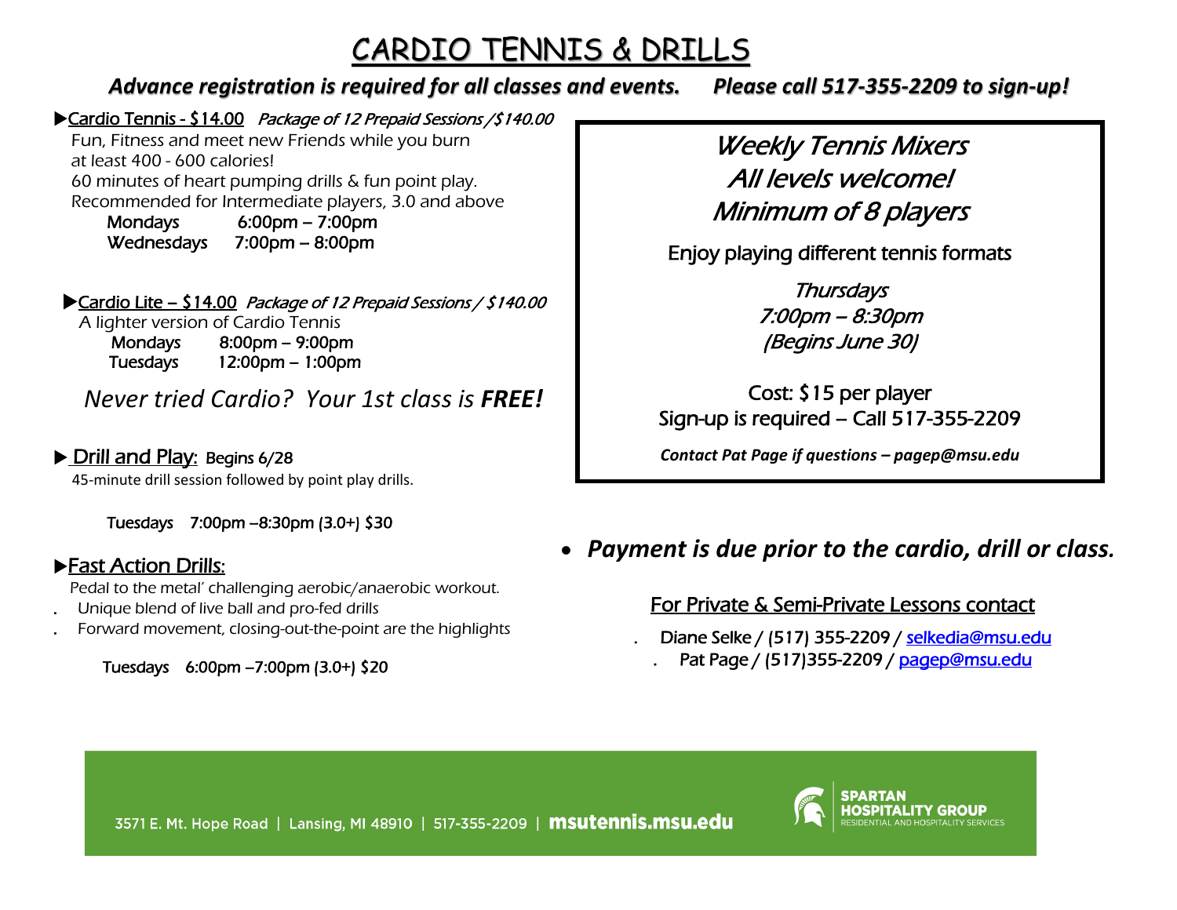# CARDIO TENNIS & DRILLS

***Advance registration is required for all classes and events. Please call 517-355-2209 to sign-up!***

▶Cardio Tennis - $14.00 *Package of 12 Prepaid Sessions /$140.00*

Fun, Fitness and meet new Friends while you burn at least 400 - 600 calories!
60 minutes of heart pumping drills & fun point play.
Recommended for Intermediate players, 3.0 and above

Mondays 6:00pm – 7:00pm
Wednesdays 7:00pm – 8:00pm

▶Cardio Lite – $14.00 *Package of 12 Prepaid Sessions / $140.00*

A lighter version of Cardio Tennis

Mondays 8:00pm – 9:00pm
Tuesdays 12:00pm – 1:00pm

*Never tried Cardio? Your 1st class is **FREE!***

▶ Drill and Play: Begins 6/28

45-minute drill session followed by point play drills.

Tuesdays 7:00pm –8:30pm (3.0+) $30

▶Fast Action Drills:

Pedal to the metal' challenging aerobic/anaerobic workout.

- Unique blend of live ball and pro-fed drills
- Forward movement, closing-out-the-point are the highlights

Tuesdays 6:00pm –7:00pm (3.0+) $20

*Weekly Tennis Mixers*
*All levels welcome!*
*Minimum of 8 players*

Enjoy playing different tennis formats

*Thursdays*
*7:00pm – 8:30pm*
*(Begins June 30)*

Cost: $15 per player
Sign-up is required – Call 517-355-2209

***Contact Pat Page if questions – pagep@msu.edu***

- ***Payment is due prior to the cardio, drill or class.***

For Private & Semi-Private Lessons contact

- Diane Selke / (517) 355-2209 / selkedia@msu.edu
- Pat Page / (517)355-2209 / pagep@msu.edu

3571 E. Mt. Hope Road | Lansing, MI 48910 | 517-355-2209 | **msutennis.msu.edu**

SPARTAN HOSPITALITY GROUP
RESIDENTIAL AND HOSPITALITY SERVICES